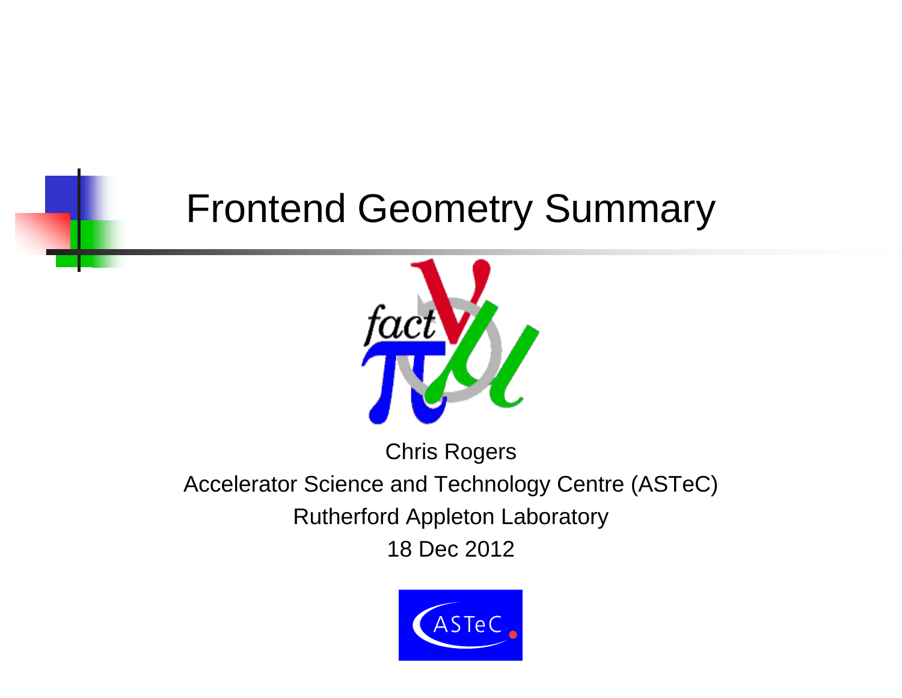# Frontend Geometry Summary

Chris Rogers

Accelerator Science and Technology Centre (ASTeC)

Rutherford Appleton Laboratory

18 Dec 2012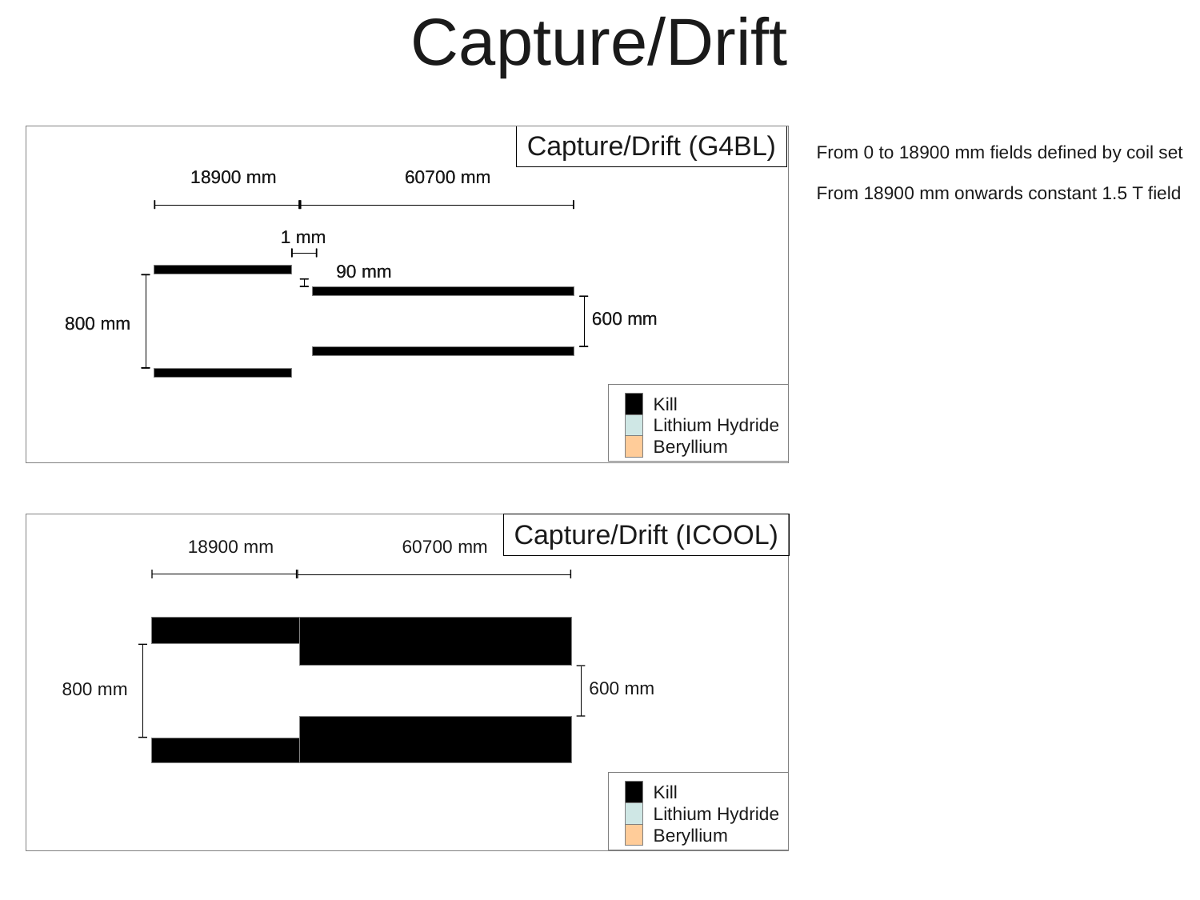# Capture/Drift

## Capture/Drift (G4BL)

18900 mm

60700 mm

1 mm

90 mm

800 mm

600 mm

- Kill
- Lithium Hydride
- Beryllium

## Capture/Drift (ICOOL)

18900 mm

60700 mm

800 mm

600 mm

- Kill
- Lithium Hydride
- Beryllium

From 0 to 18900 mm fields defined by coil set

From 18900 mm onwards constant 1.5 T field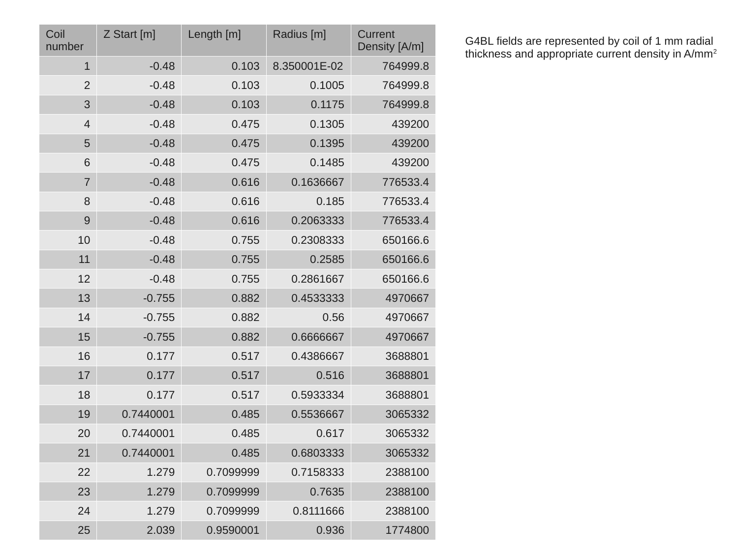| Coil number | Z Start [m] | Length [m] | Radius [m] | Current Density [A/m] |
|---|---|---|---|---|
| 1 | -0.48 | 0.103 | 8.350001E-02 | 764999.8 |
| 2 | -0.48 | 0.103 | 0.1005 | 764999.8 |
| 3 | -0.48 | 0.103 | 0.1175 | 764999.8 |
| 4 | -0.48 | 0.475 | 0.1305 | 439200 |
| 5 | -0.48 | 0.475 | 0.1395 | 439200 |
| 6 | -0.48 | 0.475 | 0.1485 | 439200 |
| 7 | -0.48 | 0.616 | 0.1636667 | 776533.4 |
| 8 | -0.48 | 0.616 | 0.185 | 776533.4 |
| 9 | -0.48 | 0.616 | 0.2063333 | 776533.4 |
| 10 | -0.48 | 0.755 | 0.2308333 | 650166.6 |
| 11 | -0.48 | 0.755 | 0.2585 | 650166.6 |
| 12 | -0.48 | 0.755 | 0.2861667 | 650166.6 |
| 13 | -0.755 | 0.882 | 0.4533333 | 4970667 |
| 14 | -0.755 | 0.882 | 0.56 | 4970667 |
| 15 | -0.755 | 0.882 | 0.6666667 | 4970667 |
| 16 | 0.177 | 0.517 | 0.4386667 | 3688801 |
| 17 | 0.177 | 0.517 | 0.516 | 3688801 |
| 18 | 0.177 | 0.517 | 0.5933334 | 3688801 |
| 19 | 0.7440001 | 0.485 | 0.5536667 | 3065332 |
| 20 | 0.7440001 | 0.485 | 0.617 | 3065332 |
| 21 | 0.7440001 | 0.485 | 0.6803333 | 3065332 |
| 22 | 1.279 | 0.7099999 | 0.7158333 | 2388100 |
| 23 | 1.279 | 0.7099999 | 0.7635 | 2388100 |
| 24 | 1.279 | 0.7099999 | 0.8111666 | 2388100 |
| 25 | 2.039 | 0.9590001 | 0.936 | 1774800 |

G4BL fields are represented by coil of 1 mm radial thickness and appropriate current density in $A/mm^2$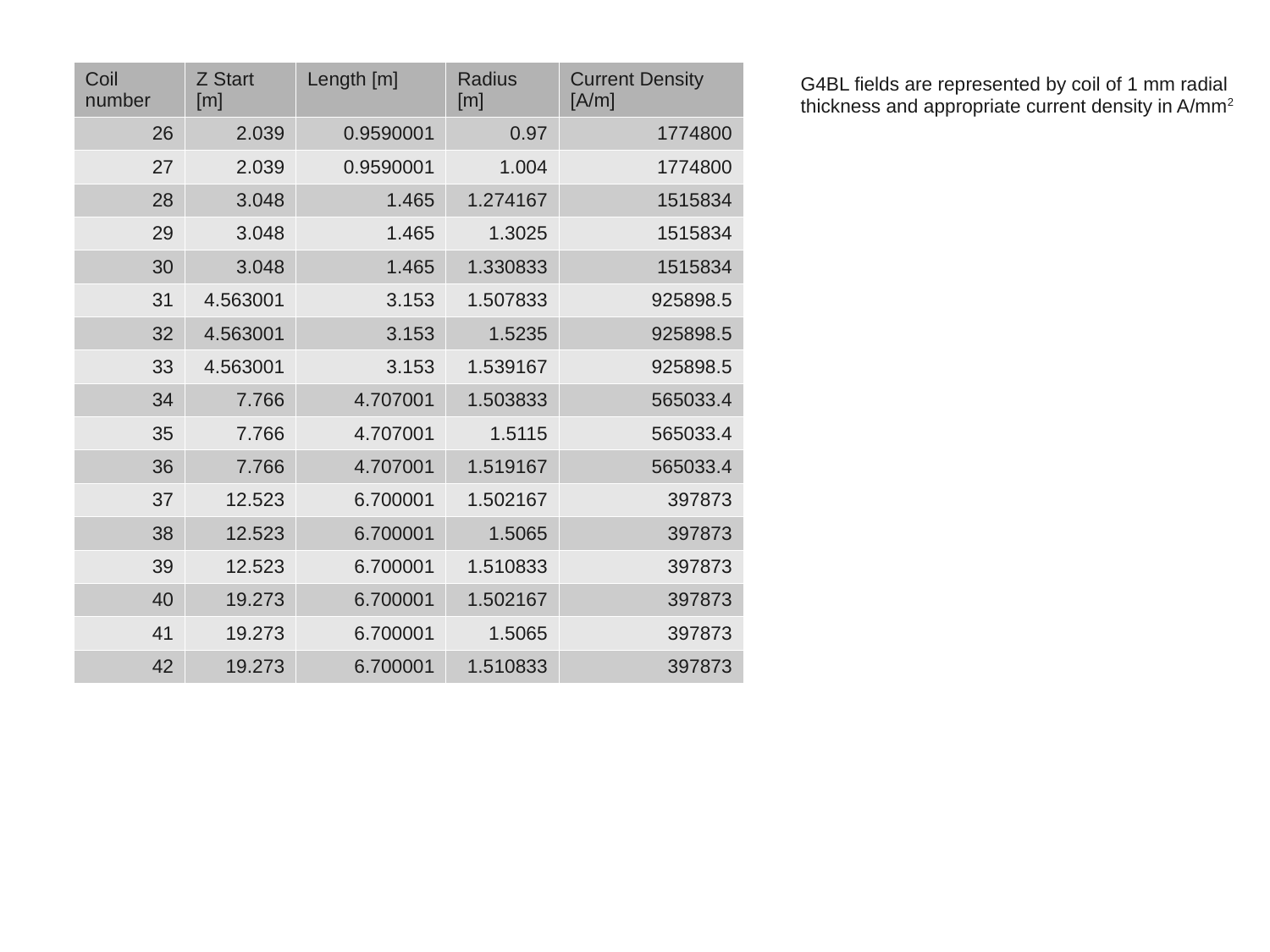| Coil number | Z Start [m] | Length [m] | Radius [m] | Current Density [A/m] |
|---|---|---|---|---|
| 26 | 2.039 | 0.9590001 | 0.97 | 1774800 |
| 27 | 2.039 | 0.9590001 | 1.004 | 1774800 |
| 28 | 3.048 | 1.465 | 1.274167 | 1515834 |
| 29 | 3.048 | 1.465 | 1.3025 | 1515834 |
| 30 | 3.048 | 1.465 | 1.330833 | 1515834 |
| 31 | 4.563001 | 3.153 | 1.507833 | 925898.5 |
| 32 | 4.563001 | 3.153 | 1.5235 | 925898.5 |
| 33 | 4.563001 | 3.153 | 1.539167 | 925898.5 |
| 34 | 7.766 | 4.707001 | 1.503833 | 565033.4 |
| 35 | 7.766 | 4.707001 | 1.5115 | 565033.4 |
| 36 | 7.766 | 4.707001 | 1.519167 | 565033.4 |
| 37 | 12.523 | 6.700001 | 1.502167 | 397873 |
| 38 | 12.523 | 6.700001 | 1.5065 | 397873 |
| 39 | 12.523 | 6.700001 | 1.510833 | 397873 |
| 40 | 19.273 | 6.700001 | 1.502167 | 397873 |
| 41 | 19.273 | 6.700001 | 1.5065 | 397873 |
| 42 | 19.273 | 6.700001 | 1.510833 | 397873 |

G4BL fields are represented by coil of 1 mm radial thickness and appropriate current density in $A/mm^2$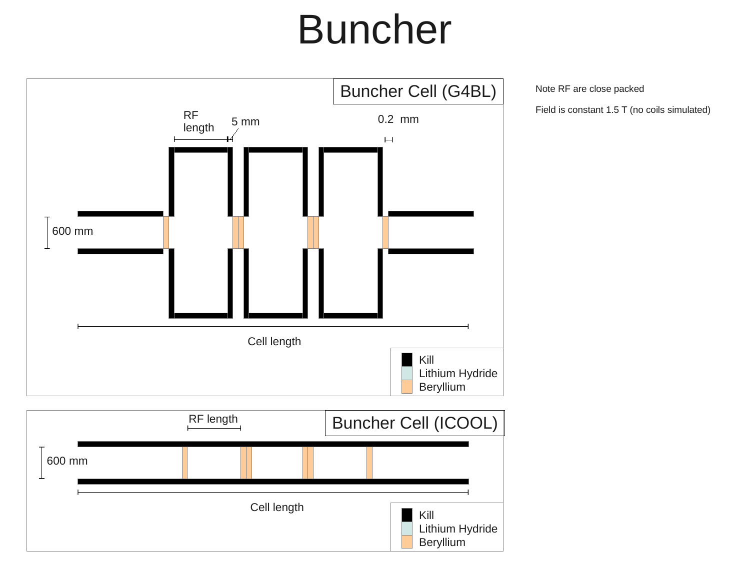# Buncher

Note RF are close packed

Field is constant 1.5 T (no coils simulated)

**Buncher Cell (G4BL)**

RF length

5 mm

0.2 mm

600 mm

Cell length

- Kill
- Lithium Hydride
- Beryllium

**Buncher Cell (ICOOL)**

RF length

600 mm

Cell length

- Kill
- Lithium Hydride
- Beryllium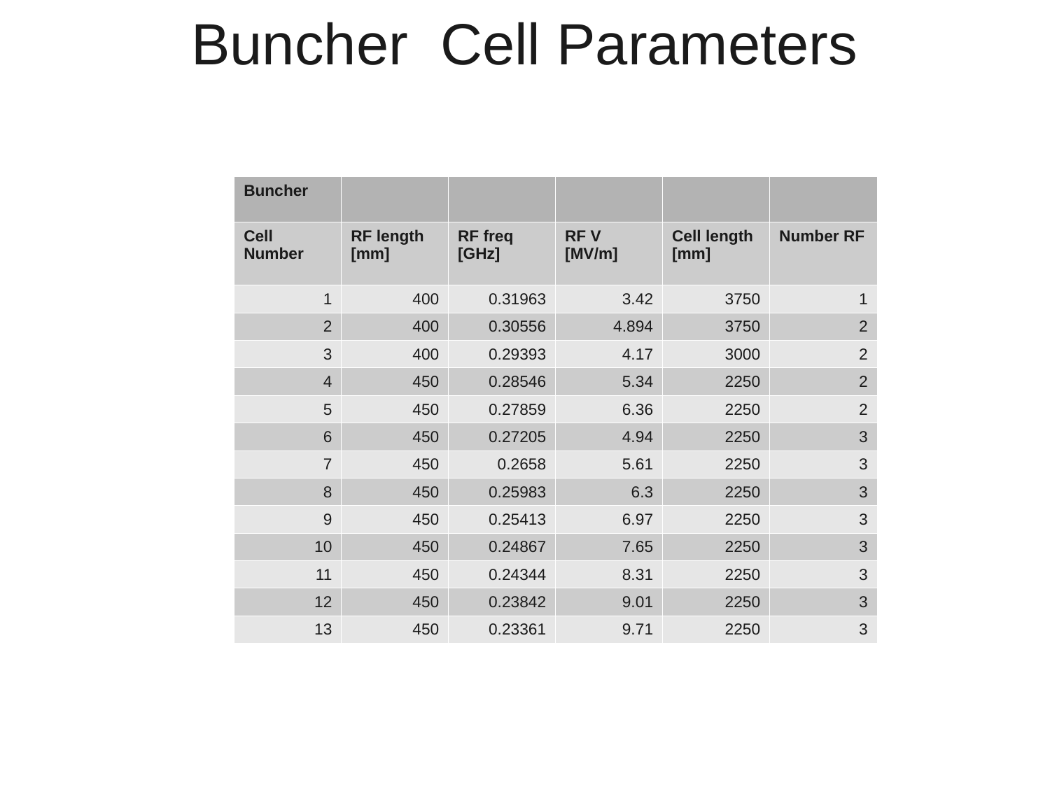# Buncher Cell Parameters

| Buncher | | | | | |
|---|---|---|---|---|---|
| Cell Number | RF length [mm] | RF freq [GHz] | RF V [MV/m] | Cell length [mm] | Number RF |
| 1 | 400 | 0.31963 | 3.42 | 3750 | 1 |
| 2 | 400 | 0.30556 | 4.894 | 3750 | 2 |
| 3 | 400 | 0.29393 | 4.17 | 3000 | 2 |
| 4 | 450 | 0.28546 | 5.34 | 2250 | 2 |
| 5 | 450 | 0.27859 | 6.36 | 2250 | 2 |
| 6 | 450 | 0.27205 | 4.94 | 2250 | 3 |
| 7 | 450 | 0.2658 | 5.61 | 2250 | 3 |
| 8 | 450 | 0.25983 | 6.3 | 2250 | 3 |
| 9 | 450 | 0.25413 | 6.97 | 2250 | 3 |
| 10 | 450 | 0.24867 | 7.65 | 2250 | 3 |
| 11 | 450 | 0.24344 | 8.31 | 2250 | 3 |
| 12 | 450 | 0.23842 | 9.01 | 2250 | 3 |
| 13 | 450 | 0.23361 | 9.71 | 2250 | 3 |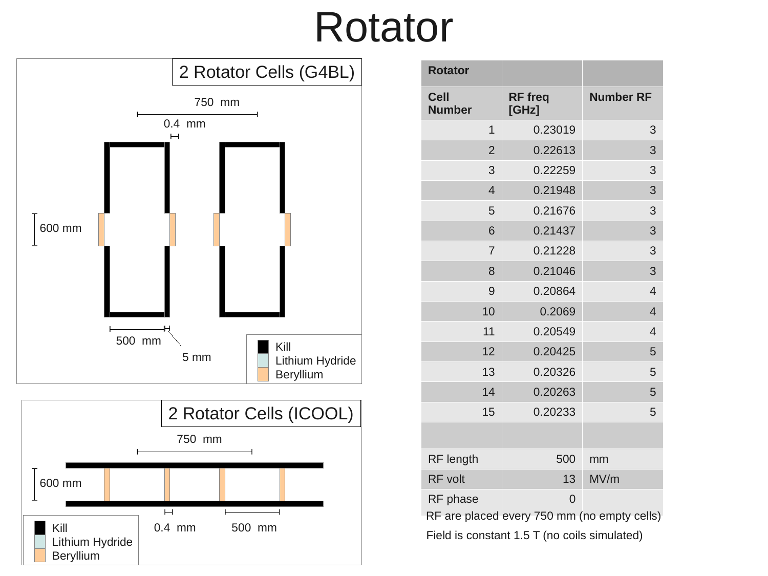# Rotator

## 2 Rotator Cells (G4BL)

750 mm

0.4 mm

600 mm

500 mm

5 mm

Kill
Lithium Hydride
Beryllium

## 2 Rotator Cells (ICOOL)

750 mm

600 mm

0.4 mm

500 mm

Kill
Lithium Hydride
Beryllium

| Rotator | | |
|---|---|---|
| Cell Number | RF freq [GHz] | Number RF |
| 1 | 0.23019 | 3 |
| 2 | 0.22613 | 3 |
| 3 | 0.22259 | 3 |
| 4 | 0.21948 | 3 |
| 5 | 0.21676 | 3 |
| 6 | 0.21437 | 3 |
| 7 | 0.21228 | 3 |
| 8 | 0.21046 | 3 |
| 9 | 0.20864 | 4 |
| 10 | 0.2069 | 4 |
| 11 | 0.20549 | 4 |
| 12 | 0.20425 | 5 |
| 13 | 0.20326 | 5 |
| 14 | 0.20263 | 5 |
| 15 | 0.20233 | 5 |
| | | |
| RF length | 500 | mm |
| RF volt | 13 | MV/m |
| RF phase | 0 | |

RF are placed every 750 mm (no empty cells)

Field is constant 1.5 T (no coils simulated)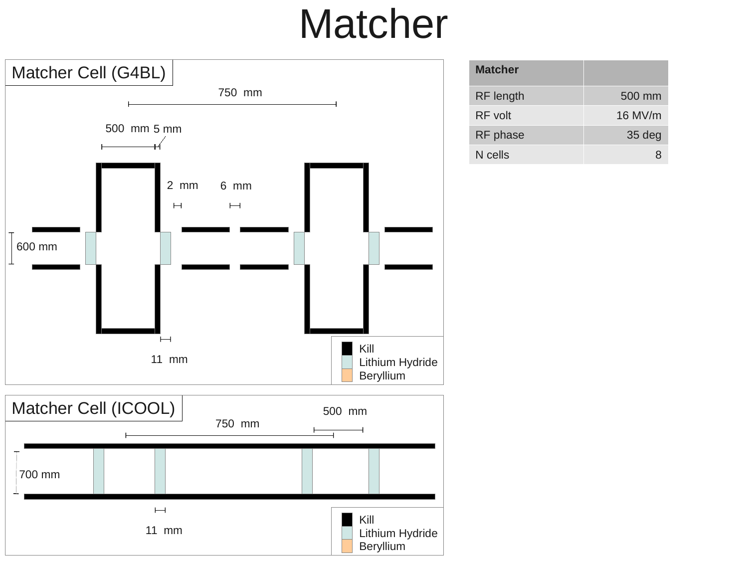# Matcher

## Matcher Cell (G4BL)

750 mm

500 mm 5 mm

2 mm 6 mm

600 mm

11 mm

- Kill
- Lithium Hydride
- Beryllium

## Matcher Cell (ICOOL)

500 mm

750 mm

700 mm

11 mm

- Kill
- Lithium Hydride
- Beryllium

| Matcher | |
|---|---|
| RF length | 500 mm |
| RF volt | 16 MV/m |
| RF phase | 35 deg |
| N cells | 8 |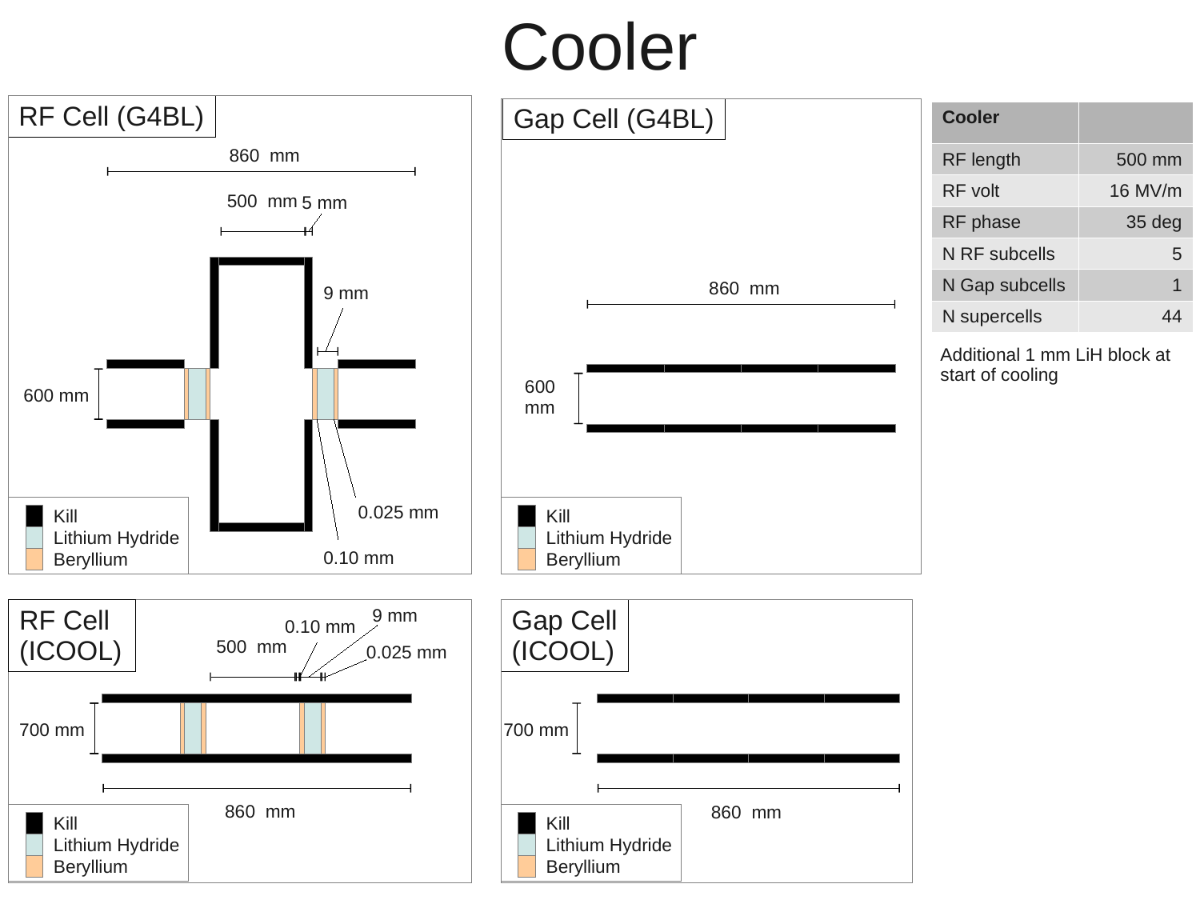# Cooler

## RF Cell (G4BL)

860 mm

500 mm

5 mm

9 mm

600 mm

0.025 mm

0.10 mm

Kill

Lithium Hydride

Beryllium

## Gap Cell (G4BL)

860 mm

600 mm

Kill

Lithium Hydride

Beryllium

| Cooler | |
|---|---|
| RF length | 500 mm |
| RF volt | 16 MV/m |
| RF phase | 35 deg |
| N RF subcells | 5 |
| N Gap subcells | 1 |
| N supercells | 44 |

Additional 1 mm LiH block at start of cooling

## RF Cell (ICOOL)

500 mm

0.10 mm

9 mm

0.025 mm

700 mm

860 mm

Kill

Lithium Hydride

Beryllium

## Gap Cell (ICOOL)

700 mm

860 mm

Kill

Lithium Hydride

Beryllium